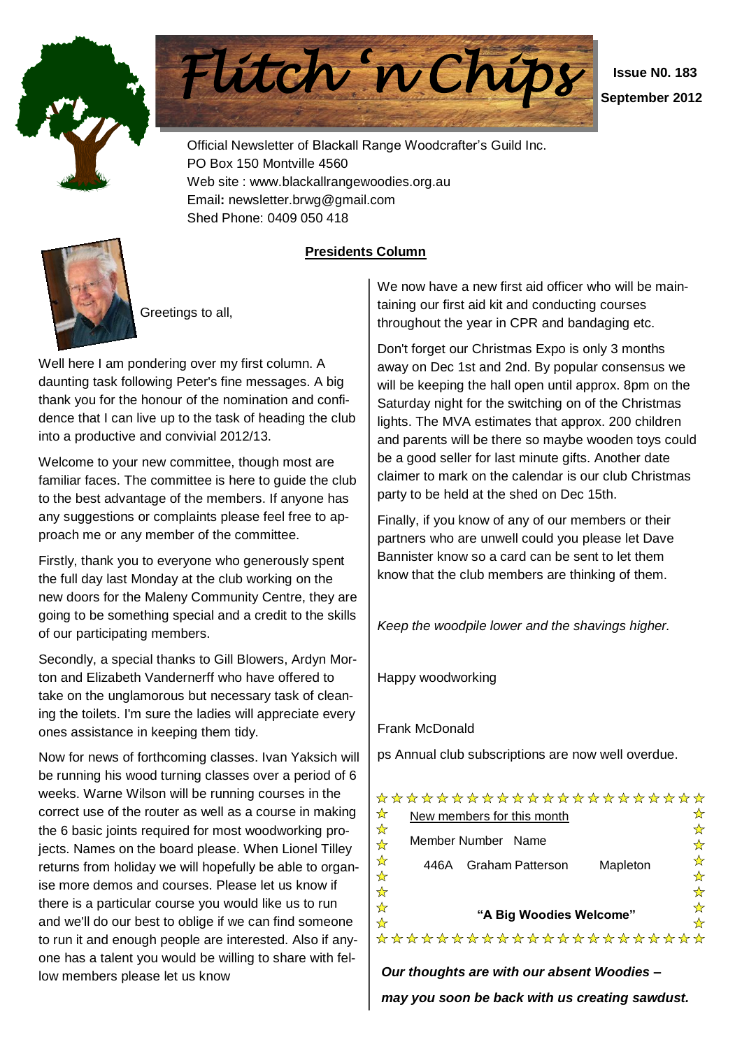# Flitch 'n Chips

**Issue N0. 183**

**September 2012**

Official Newsletter of Blackall Range Woodcrafter's Guild Inc.
PO Box 150 Montville 4560
Web site : www.blackallrangewoodies.org.au
Email: newsletter.brwg@gmail.com
Shed Phone: 0409 050 418

## Presidents Column

Greetings to all,

Well here I am pondering over my first column. A daunting task following Peter's fine messages. A big thank you for the honour of the nomination and confidence that I can live up to the task of heading the club into a productive and convivial 2012/13.

Welcome to your new committee, though most are familiar faces. The committee is here to guide the club to the best advantage of the members. If anyone has any suggestions or complaints please feel free to approach me or any member of the committee.

Firstly, thank you to everyone who generously spent the full day last Monday at the club working on the new doors for the Maleny Community Centre, they are going to be something special and a credit to the skills of our participating members.

Secondly, a special thanks to Gill Blowers, Ardyn Morton and Elizabeth Vandernerff who have offered to take on the unglamorous but necessary task of cleaning the toilets. I'm sure the ladies will appreciate every ones assistance in keeping them tidy.

Now for news of forthcoming classes. Ivan Yaksich will be running his wood turning classes over a period of 6 weeks. Warne Wilson will be running courses in the correct use of the router as well as a course in making the 6 basic joints required for most woodworking projects. Names on the board please. When Lionel Tilley returns from holiday we will hopefully be able to organise more demos and courses. Please let us know if there is a particular course you would like us to run and we'll do our best to oblige if we can find someone to run it and enough people are interested. Also if anyone has a talent you would be willing to share with fellow members please let us know

We now have a new first aid officer who will be maintaining our first aid kit and conducting courses throughout the year in CPR and bandaging etc.

Don't forget our Christmas Expo is only 3 months away on Dec 1st and 2nd. By popular consensus we will be keeping the hall open until approx. 8pm on the Saturday night for the switching on of the Christmas lights. The MVA estimates that approx. 200 children and parents will be there so maybe wooden toys could be a good seller for last minute gifts. Another date claimer to mark on the calendar is our club Christmas party to be held at the shed on Dec 15th.

Finally, if you know of any of our members or their partners who are unwell could you please let Dave Bannister know so a card can be sent to let them know that the club members are thinking of them.

*Keep the woodpile lower and the shavings higher.*

Happy woodworking

Frank McDonald

ps Annual club subscriptions are now well overdue.

New members for this month

| Member Number | Name | |
|---|---|---|
| 446A | Graham Patterson | Mapleton |

**"A Big Woodies Welcome"**

***Our thoughts are with our absent Woodies – may you soon be back with us creating sawdust.***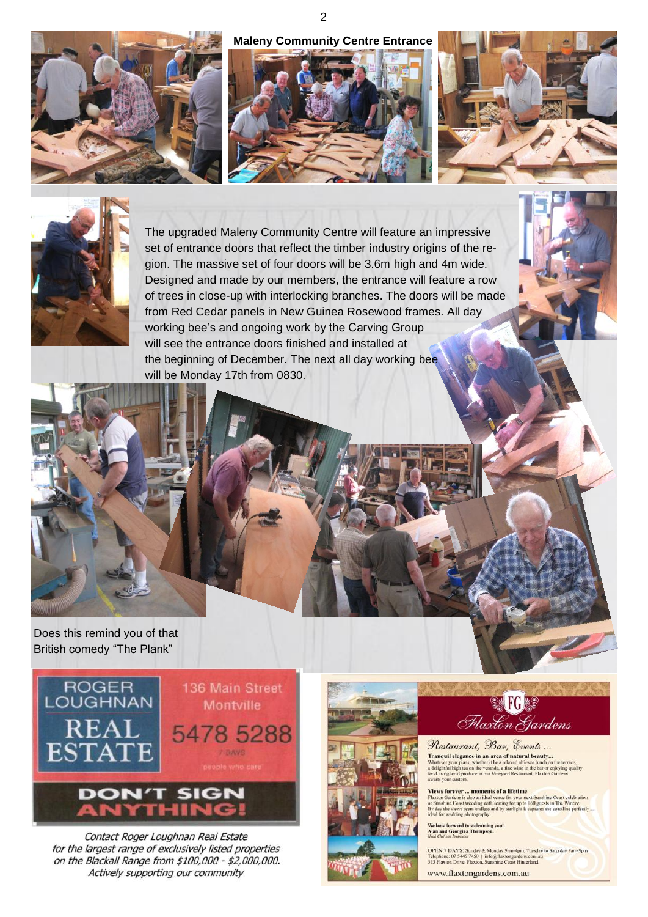## Maleny Community Centre Entrance

The upgraded Maleny Community Centre will feature an impressive set of entrance doors that reflect the timber industry origins of the region. The massive set of four doors will be 3.6m high and 4m wide. Designed and made by our members, the entrance will feature a row of trees in close-up with interlocking branches. The doors will be made from Red Cedar panels in New Guinea Rosewood frames. All day working bee's and ongoing work by the Carving Group will see the entrance doors finished and installed at the beginning of December. The next all day working bee will be Monday 17th from 0830.

Does this remind you of that British comedy "The Plank"

---

**ROGER LOUGHNAN REAL ESTATE**

136 Main Street Montville

5478 5288

7 DAYS

people who care

**DON'T SIGN ANYTHING!**

*Contact Roger Loughnan Real Estate for the largest range of exclusively listed properties on the Blackall Range from $100,000 - $2,000,000. Actively supporting our community*

---

**FG Flaxton Gardens**

*Restaurant, Bar, Events ...*

**Tranquil elegance in an area of natural beauty...**

Whatever your plans, whether it be a relaxed alfresco lunch on the terrace, a delightful high tea on the veranda, a fine wine in the bar or enjoying quality food using local produce in our Vineyard Restaurant, Flaxton Gardens awaits your custom.

**Views forever ... moments of a lifetime**

Flaxton Gardens is also an ideal venue for your next Sunshine Coast celebration or Sunshine Coast wedding with seating for up to 160 guests in The Winery. By day the views seem endless and by starlight it captures the coastline perfectly ... ideal for wedding photography.

**We look forward to welcoming you!**
**Alan and Georgina Thompson.**
*Head Chef and Proprietor*

OPEN 7 DAYS: Sunday & Monday 9am-4pm, Tuesday to Saturday 9am-9pm
Telephone: 07 5445 7450 | info@flaxtongardens.com.au
313 Flaxton Drive, Flaxton, Sunshine Coast Hinterland.

www.flaxtongardens.com.au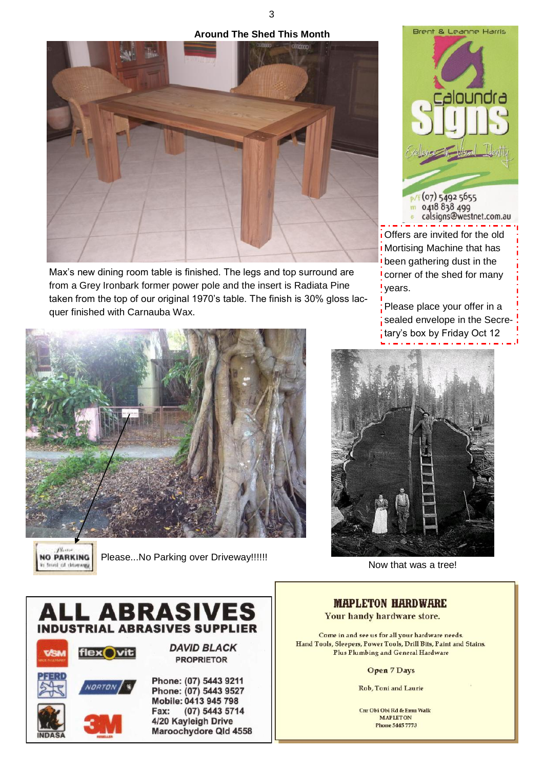## Around The Shed This Month

Max's new dining room table is finished. The legs and top surround are from a Grey Ironbark former power pole and the insert is Radiata Pine taken from the top of our original 1970's table. The finish is 30% gloss lacquer finished with Carnauba Wax.

Brent & Leanne Harris

**Caloundra Signs**

Excellence in Visual Identity

p/f (07) 5492 5655
m 0418 838 499
e calsigns@westnet.com.au

Offers are invited for the old Mortising Machine that has been gathering dust in the corner of the shed for many years.

Please place your offer in a sealed envelope in the Secretary's box by Friday Oct 12

NO PARKING

Please...No Parking over Driveway!!!!!

Now that was a tree!

# ALL ABRASIVES

## INDUSTRIAL ABRASIVES SUPPLIER

*DAVID BLACK*
**PROPRIETOR**

**Phone: (07) 5443 9211**
**Phone: (07) 5443 9527**
**Mobile: 0413 945 798**
**Fax: (07) 5443 5714**
**4/20 Kayleigh Drive**
**Maroochydore Qld 4558**

## MAPLETON HARDWARE

Your handy hardware store.

Come in and see us for all your hardware needs.
Hand Tools, Sleepers, Power Tools, Drill Bits, Paint and Stains.
Plus Plumbing and General Hardware

Open 7 Days

Rob, Toni and Laurie

Cnr Obi Obi Rd & Emu Walk
MAPLETON
Phone 5445 7773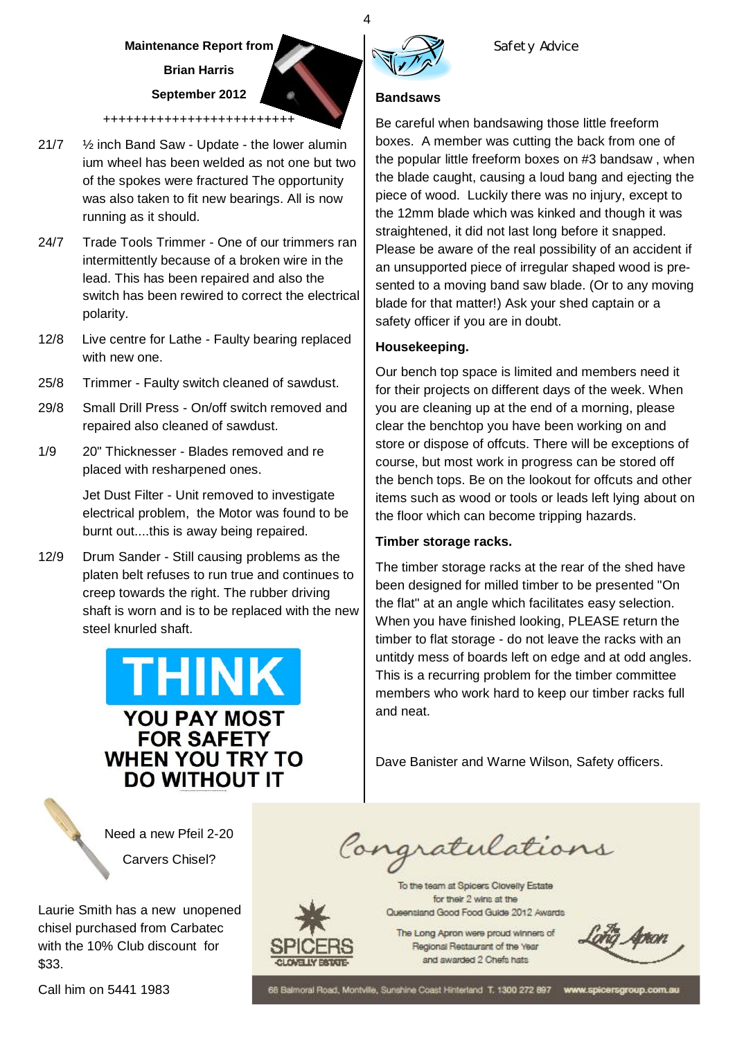**Maintenance Report from**

**Brian Harris**

**September 2012**

+++++++++++++++++++++++++

21/7 ½ inch Band Saw - Update - the lower alumin ium wheel has been welded as not one but two of the spokes were fractured The opportunity was also taken to fit new bearings. All is now running as it should.

24/7 Trade Tools Trimmer - One of our trimmers ran intermittently because of a broken wire in the lead. This has been repaired and also the switch has been rewired to correct the electrical polarity.

12/8 Live centre for Lathe - Faulty bearing replaced with new one.

25/8 Trimmer - Faulty switch cleaned of sawdust.

29/8 Small Drill Press - On/off switch removed and repaired also cleaned of sawdust.

1/9 20" Thicknesser - Blades removed and re placed with resharpened ones.

Jet Dust Filter - Unit removed to investigate electrical problem, the Motor was found to be burnt out....this is away being repaired.

12/9 Drum Sander - Still causing problems as the platen belt refuses to run true and continues to creep towards the right. The rubber driving shaft is worn and is to be replaced with the new steel knurled shaft.

**THINK**

**YOU PAY MOST FOR SAFETY WHEN YOU TRY TO DO WITHOUT IT**

Need a new Pfeil 2-20 Carvers Chisel?

Laurie Smith has a new unopened chisel purchased from Carbatec with the 10% Club discount for $33.

Call him on 5441 1983

Safety Advice

**Bandsaws**

Be careful when bandsawing those little freeform boxes. A member was cutting the back from one of the popular little freeform boxes on #3 bandsaw , when the blade caught, causing a loud bang and ejecting the piece of wood. Luckily there was no injury, except to the 12mm blade which was kinked and though it was straightened, it did not last long before it snapped. Please be aware of the real possibility of an accident if an unsupported piece of irregular shaped wood is pre-sented to a moving band saw blade. (Or to any moving blade for that matter!) Ask your shed captain or a safety officer if you are in doubt.

**Housekeeping.**

Our bench top space is limited and members need it for their projects on different days of the week. When you are cleaning up at the end of a morning, please clear the benchtop you have been working on and store or dispose of offcuts. There will be exceptions of course, but most work in progress can be stored off the bench tops. Be on the lookout for offcuts and other items such as wood or tools or leads left lying about on the floor which can become tripping hazards.

**Timber storage racks.**

The timber storage racks at the rear of the shed have been designed for milled timber to be presented "On the flat" at an angle which facilitates easy selection. When you have finished looking, PLEASE return the timber to flat storage - do not leave the racks with an untitdy mess of boards left on edge and at odd angles. This is a recurring problem for the timber committee members who work hard to keep our timber racks full and neat.

Dave Banister and Warne Wilson, Safety officers.

*Congratulations*

To the team at Spicers Clovelly Estate for their 2 wins at the Queensland Good Food Guide 2012 Awards

The Long Apron were proud winners of Regional Restaurant of the Year and awarded 2 Chefs hats

SPICERS CLOVELLY ESTATE

Long Apron

68 Balmoral Road, Montville, Sunshine Coast Hinterland T. 1300 272 897 www.spicersgroup.com.au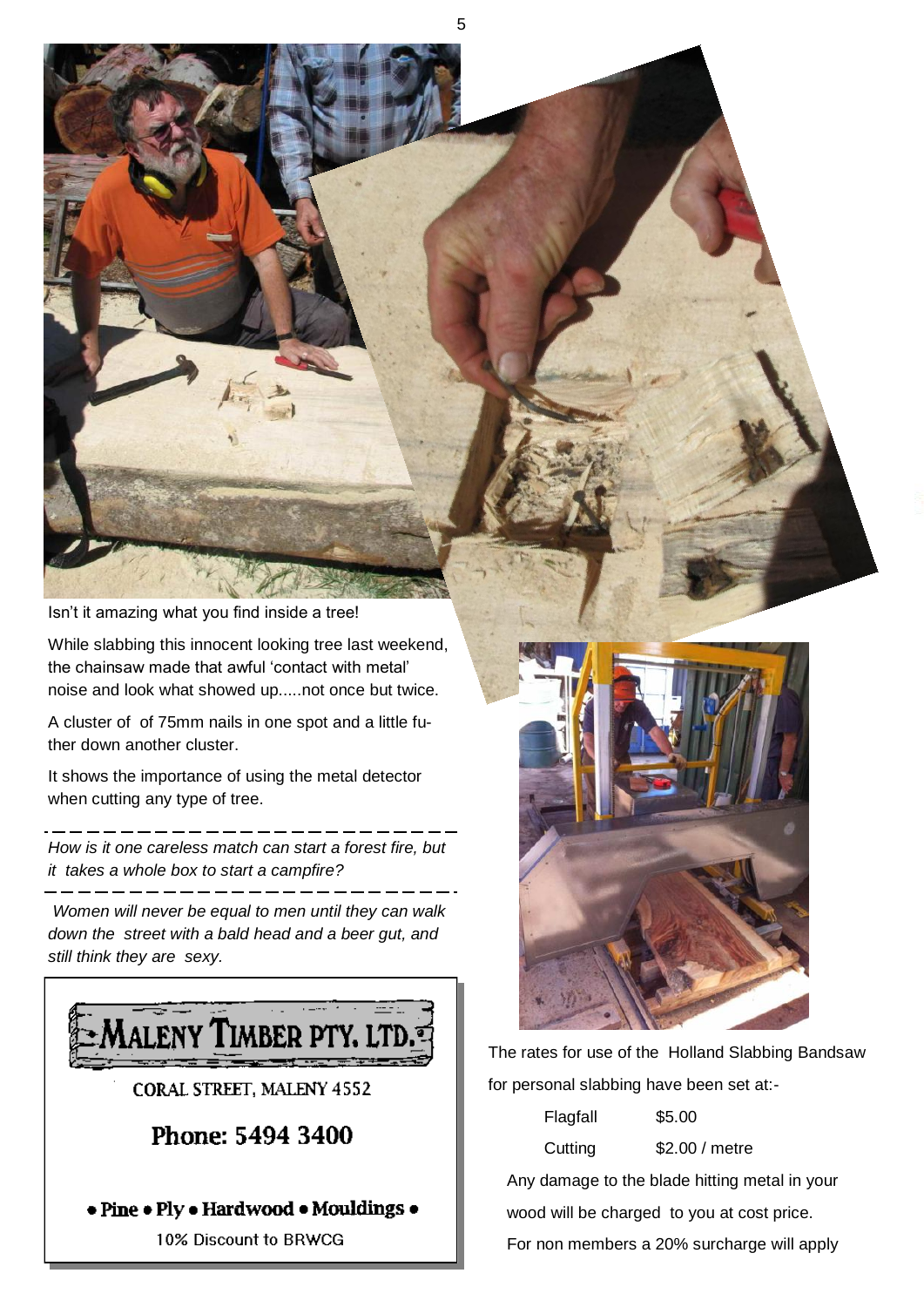Isn't it amazing what you find inside a tree!

While slabbing this innocent looking tree last weekend, the chainsaw made that awful 'contact with metal' noise and look what showed up.....not once but twice.

A cluster of of 75mm nails in one spot and a little further down another cluster.

It shows the importance of using the metal detector when cutting any type of tree.

---

*How is it one careless match can start a forest fire, but it takes a whole box to start a campfire?*

---

*Women will never be equal to men until they can walk down the street with a bald head and a beer gut, and still think they are sexy.*

**MALENY TIMBER PTY. LTD.**

CORAL STREET, MALENY 4552

**Phone: 5494 3400**

**• Pine • Ply • Hardwood • Mouldings •**

10% Discount to BRWCG

The rates for use of the Holland Slabbing Bandsaw for personal slabbing have been set at:-

| | |
|---|---|
| Flagfall | $5.00 |
| Cutting | $2.00 / metre |

Any damage to the blade hitting metal in your wood will be charged to you at cost price.

For non members a 20% surcharge will apply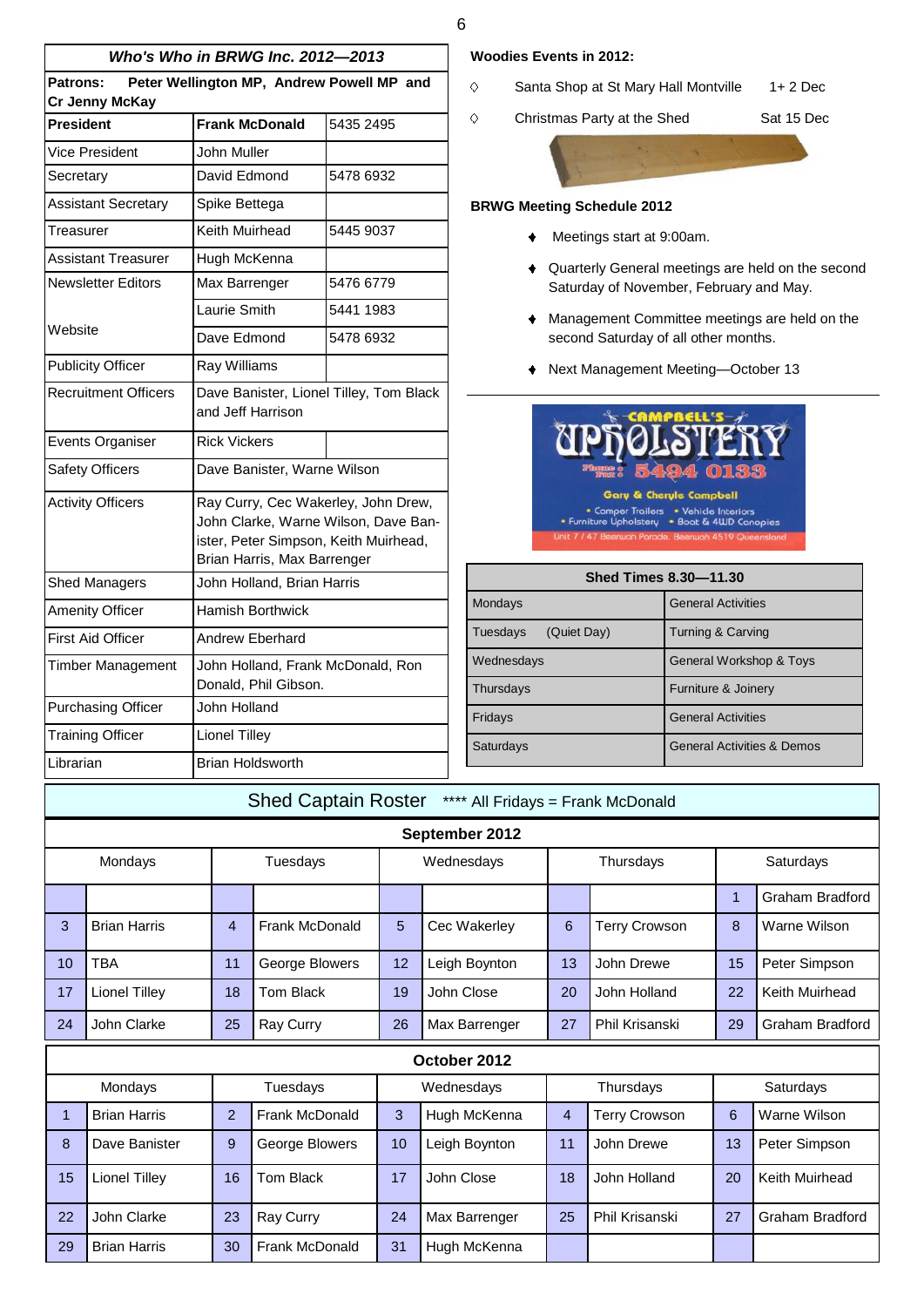## Who's Who in BRWG Inc. 2012—2013

**Patrons: Peter Wellington MP, Andrew Powell MP and Cr Jenny McKay**

| | | |
|---|---|---|
| **President** | **Frank McDonald** | 5435 2495 |
| Vice President | John Muller | |
| Secretary | David Edmond | 5478 6932 |
| Assistant Secretary | Spike Bettega | |
| Treasurer | Keith Muirhead | 5445 9037 |
| Assistant Treasurer | Hugh McKenna | |
| Newsletter Editors | Max Barrenger | 5476 6779 |
| | Laurie Smith | 5441 1983 |
| Website | Dave Edmond | 5478 6932 |
| Publicity Officer | Ray Williams | |
| Recruitment Officers | Dave Banister, Lionel Tilley, Tom Black and Jeff Harrison | |
| Events Organiser | Rick Vickers | |
| Safety Officers | Dave Banister, Warne Wilson | |
| Activity Officers | Ray Curry, Cec Wakerley, John Drew, John Clarke, Warne Wilson, Dave Banister, Peter Simpson, Keith Muirhead, Brian Harris, Max Barrenger | |
| Shed Managers | John Holland, Brian Harris | |
| Amenity Officer | Hamish Borthwick | |
| First Aid Officer | Andrew Eberhard | |
| Timber Management | John Holland, Frank McDonald, Ron Donald, Phil Gibson. | |
| Purchasing Officer | John Holland | |
| Training Officer | Lionel Tilley | |
| Librarian | Brian Holdsworth | |

### Woodies Events in 2012:

- Santa Shop at St Mary Hall Montville — 1+ 2 Dec
- Christmas Party at the Shed — Sat 15 Dec

### BRWG Meeting Schedule 2012

- Meetings start at 9:00am.
- Quarterly General meetings are held on the second Saturday of November, February and May.
- Management Committee meetings are held on the second Saturday of all other months.
- Next Management Meeting—October 13

CAMPBELL'S UPHOLSTERY
Phone & Fax 5494 0133
Gary & Cheryle Campbell
• Camper Trailers • Vehicle Interiors
• Furniture Upholstery • Boat & 4WD Canopies
Unit 7 / 47 Beerwah Parade, Beerwah 4519 Queensland

| Shed Times 8.30—11.30 | |
|---|---|
| Mondays | General Activities |
| Tuesdays (Quiet Day) | Turning & Carving |
| Wednesdays | General Workshop & Toys |
| Thursdays | Furniture & Joinery |
| Fridays | General Activities |
| Saturdays | General Activities & Demos |

## Shed Captain Roster **** All Fridays = Frank McDonald

**September 2012**

| Mondays | | Tuesdays | | Wednesdays | | Thursdays | | Saturdays | |
|---|---|---|---|---|---|---|---|---|---|
| | | | | | | | | 1 | Graham Bradford |
| 3 | Brian Harris | 4 | Frank McDonald | 5 | Cec Wakerley | 6 | Terry Crowson | 8 | Warne Wilson |
| 10 | TBA | 11 | George Blowers | 12 | Leigh Boynton | 13 | John Drewe | 15 | Peter Simpson |
| 17 | Lionel Tilley | 18 | Tom Black | 19 | John Close | 20 | John Holland | 22 | Keith Muirhead |
| 24 | John Clarke | 25 | Ray Curry | 26 | Max Barrenger | 27 | Phil Krisanski | 29 | Graham Bradford |

**October 2012**

| Mondays | | Tuesdays | | Wednesdays | | Thursdays | | Saturdays | |
|---|---|---|---|---|---|---|---|---|---|
| 1 | Brian Harris | 2 | Frank McDonald | 3 | Hugh McKenna | 4 | Terry Crowson | 6 | Warne Wilson |
| 8 | Dave Banister | 9 | George Blowers | 10 | Leigh Boynton | 11 | John Drewe | 13 | Peter Simpson |
| 15 | Lionel Tilley | 16 | Tom Black | 17 | John Close | 18 | John Holland | 20 | Keith Muirhead |
| 22 | John Clarke | 23 | Ray Curry | 24 | Max Barrenger | 25 | Phil Krisanski | 27 | Graham Bradford |
| 29 | Brian Harris | 30 | Frank McDonald | 31 | Hugh McKenna | | | | |